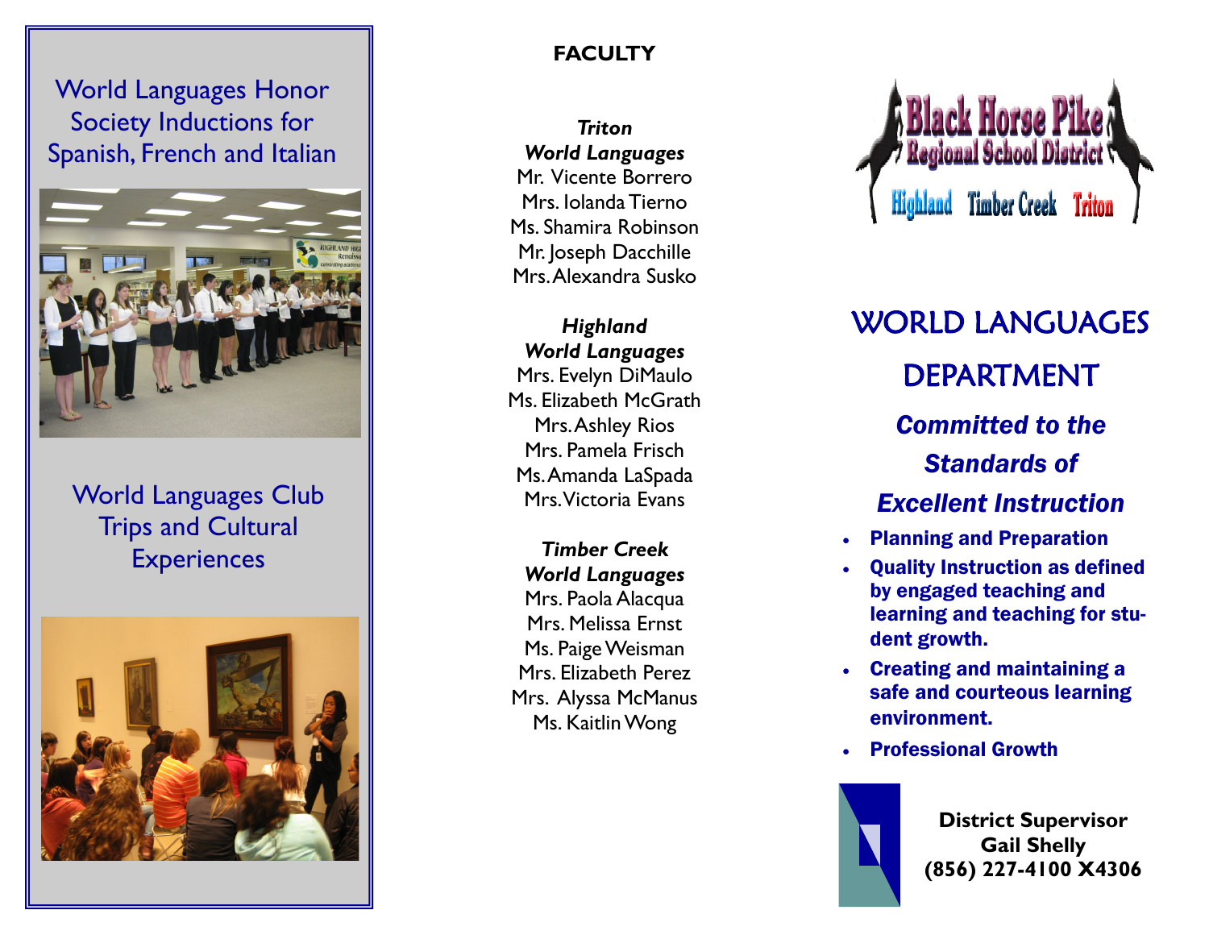World Languages Honor Society Inductions for Spanish, French and Italian

World Languages Club Trips and Cultural Experiences

## FACULTY

***Triton World Languages***

Mr. Vicente Borrero
Mrs. Iolanda Tierno
Ms. Shamira Robinson
Mr. Joseph Dacchille
Mrs. Alexandra Susko

***Highland World Languages***

Mrs. Evelyn DiMaulo
Ms. Elizabeth McGrath
Mrs. Ashley Rios
Mrs. Pamela Frisch
Ms. Amanda LaSpada
Mrs. Victoria Evans

***Timber Creek World Languages***

Mrs. Paola Alacqua
Mrs. Melissa Ernst
Ms. Paige Weisman
Mrs. Elizabeth Perez
Mrs. Alyssa McManus
Ms. Kaitlin Wong

Black Horse Pike Regional School District

Highland Timber Creek Triton

# WORLD LANGUAGES DEPARTMENT

***Committed to the Standards of Excellent Instruction***

- **Planning and Preparation**
- **Quality Instruction as defined by engaged teaching and learning and teaching for student growth.**
- **Creating and maintaining a safe and courteous learning environment.**
- **Professional Growth**

**District Supervisor**
**Gail Shelly**
**(856) 227-4100 X4306**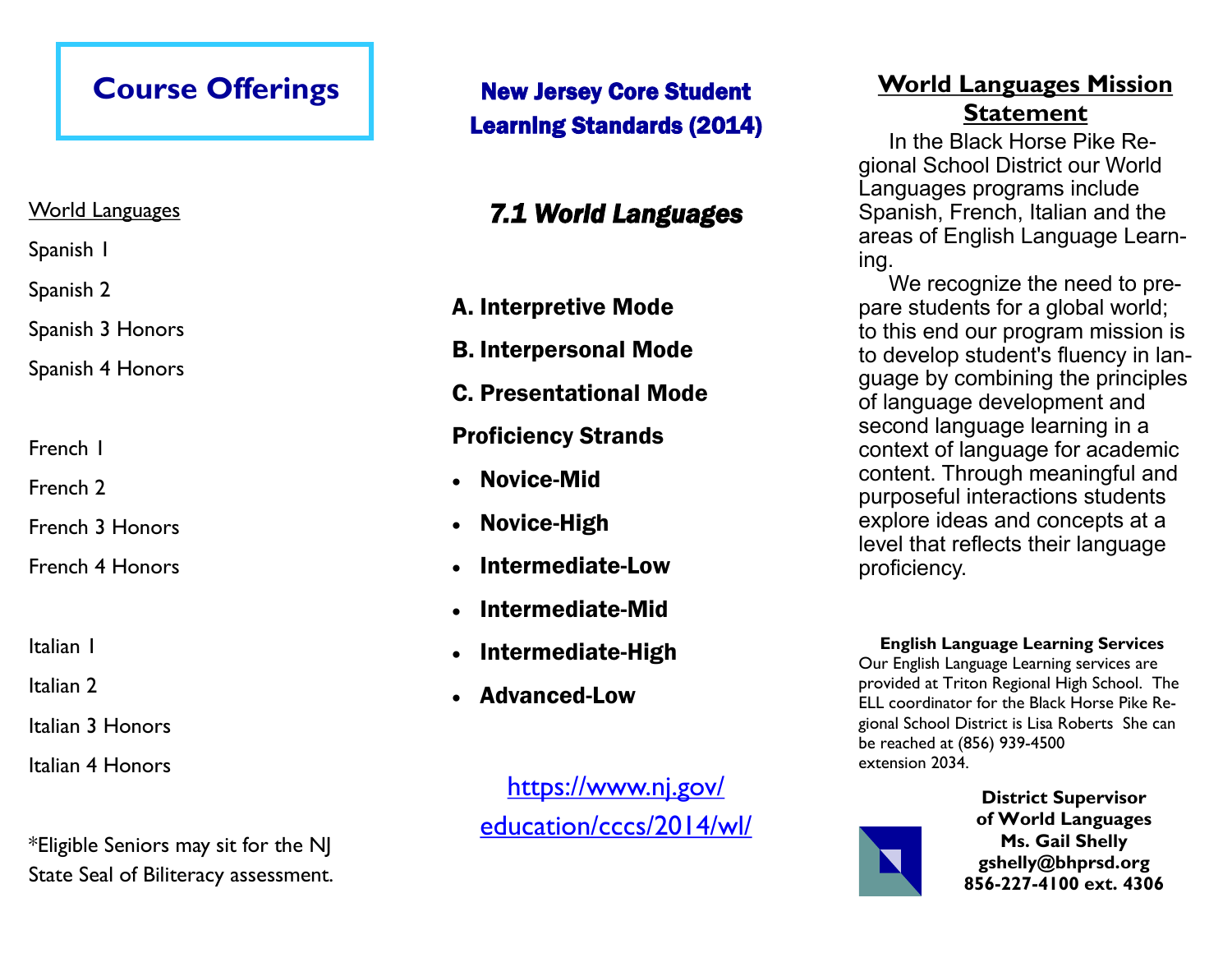# Course Offerings

World Languages

Spanish 1

Spanish 2

Spanish 3 Honors

Spanish 4 Honors

French 1

French 2

French 3 Honors

French 4 Honors

Italian 1

Italian 2

Italian 3 Honors

Italian 4 Honors

*Eligible Seniors may sit for the NJ State Seal of Biliteracy assessment.

## New Jersey Core Student Learning Standards (2014)

### *7.1 World Languages*

**A. Interpretive Mode**

**B. Interpersonal Mode**

**C. Presentational Mode**

**Proficiency Strands**

- **Novice-Mid**
- **Novice-High**
- **Intermediate-Low**
- **Intermediate-Mid**
- **Intermediate-High**
- **Advanced-Low**

https://www.nj.gov/education/cccs/2014/wl/

## World Languages Mission Statement

In the Black Horse Pike Regional School District our World Languages programs include Spanish, French, Italian and the areas of English Language Learning.

We recognize the need to prepare students for a global world; to this end our program mission is to develop student's fluency in language by combining the principles of language development and second language learning in a context of language for academic content. Through meaningful and purposeful interactions students explore ideas and concepts at a level that reflects their language proficiency.

**English Language Learning Services**

Our English Language Learning services are provided at Triton Regional High School. The ELL coordinator for the Black Horse Pike Regional School District is Lisa Roberts She can be reached at (856) 939-4500 extension 2034.

**District Supervisor of World Languages**
**Ms. Gail Shelly**
**gshelly@bhprsd.org**
**856-227-4100 ext. 4306**